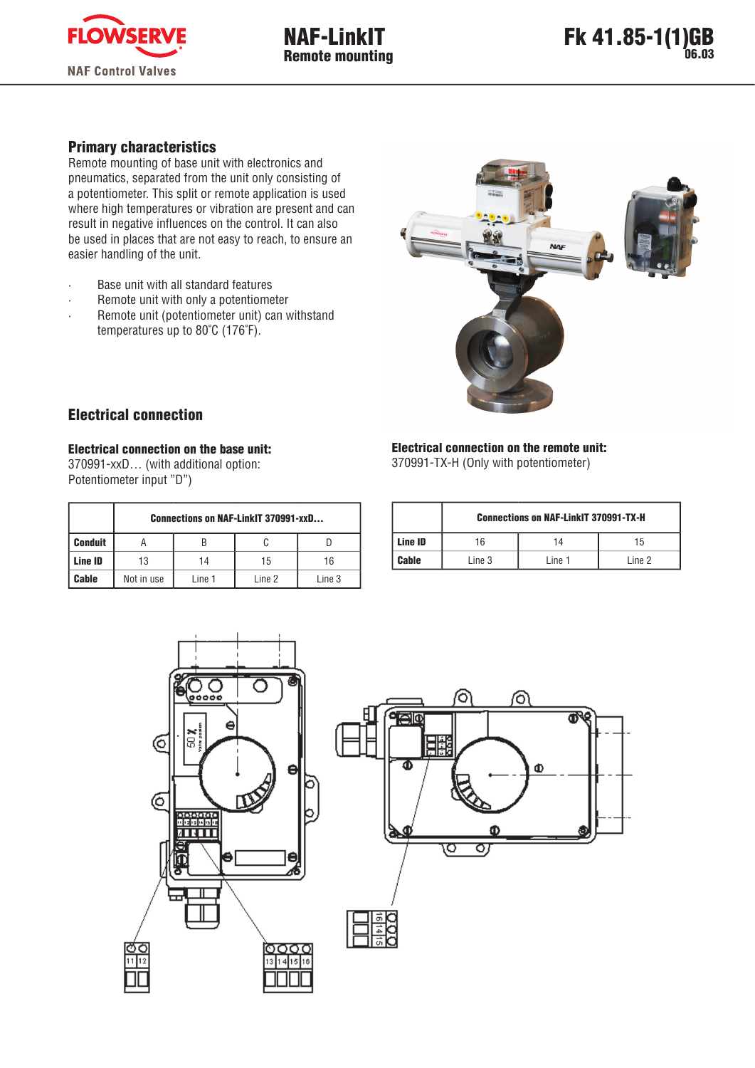# NAF-LinkIT
## Remote mounting

Fk 41.85-1(1)GB
06.03

### Primary characteristics

Remote mounting of base unit with electronics and pneumatics, separated from the unit only consisting of a potentiometer. This split or remote application is used where high temperatures or vibration are present and can result in negative influences on the control. It can also be used in places that are not easy to reach, to ensure an easier handling of the unit.

- Base unit with all standard features
- Remote unit with only a potentiometer
- Remote unit (potentiometer unit) can withstand temperatures up to 80˚C (176˚F).

### Electrical connection

**Electrical connection on the base unit:**
370991-xxD… (with additional option: Potentiometer input ”D”)

| | Connections on NAF-LinkIT 370991-xxD... | | | |
|---|---|---|---|---|
| **Conduit** | A | B | C | D |
| **Line ID** | 13 | 14 | 15 | 16 |
| **Cable** | Not in use | Line 1 | Line 2 | Line 3 |

**Electrical connection on the remote unit:**
370991-TX-H (Only with potentiometer)

| | Connections on NAF-LinkIT 370991-TX-H | | |
|---|---|---|---|
| **Line ID** | 16 | 14 | 15 |
| **Cable** | Line 3 | Line 1 | Line 2 |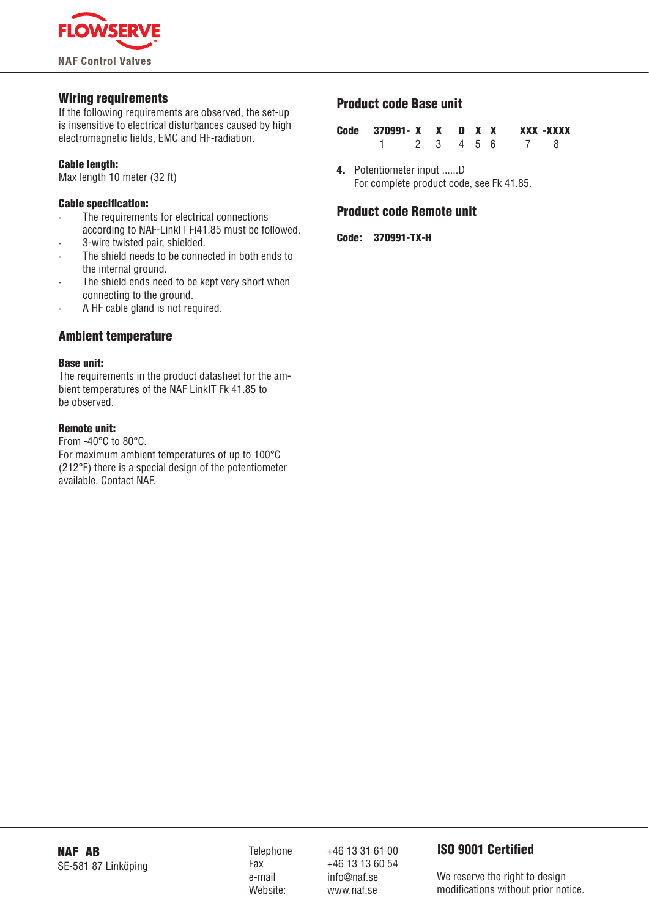## Wiring requirements

If the following requirements are observed, the set-up is insensitive to electrical disturbances caused by high electromagnetic fields, EMC and HF-radiation.

**Cable length:**
Max length 10 meter (32 ft)

**Cable specification:**

- The requirements for electrical connections according to NAF-LinkIT Fi41.85 must be followed.
- 3-wire twisted pair, shielded.
- The shield needs to be connected in both ends to the internal ground.
- The shield ends need to be kept very short when connecting to the ground.
- A HF cable gland is not required.

## Ambient temperature

**Base unit:**
The requirements in the product datasheet for the ambient temperatures of the NAF LinkIT Fk 41.85 to be observed.

**Remote unit:**
From -40°C to 80°C.
For maximum ambient temperatures of up to 100°C (212°F) there is a special design of the potentiometer available. Contact NAF.

## Product code Base unit

| Code | 370991- | X | X | D | X | X | XXX | -XXXX |
|---|---|---|---|---|---|---|---|---|
| | 1 | 2 | 3 | 4 | 5 | 6 | 7 | 8 |

**4.** Potentiometer input ......D
For complete product code, see Fk 41.85.

## Product code Remote unit

**Code: 370991-TX-H**

**NAF AB**
SE-581 87 Linköping

Telephone +46 13 31 61 00
Fax +46 13 13 60 54
e-mail info@naf.se
Website: www.naf.se

**ISO 9001 Certified**

We reserve the right to design modifications without prior notice.